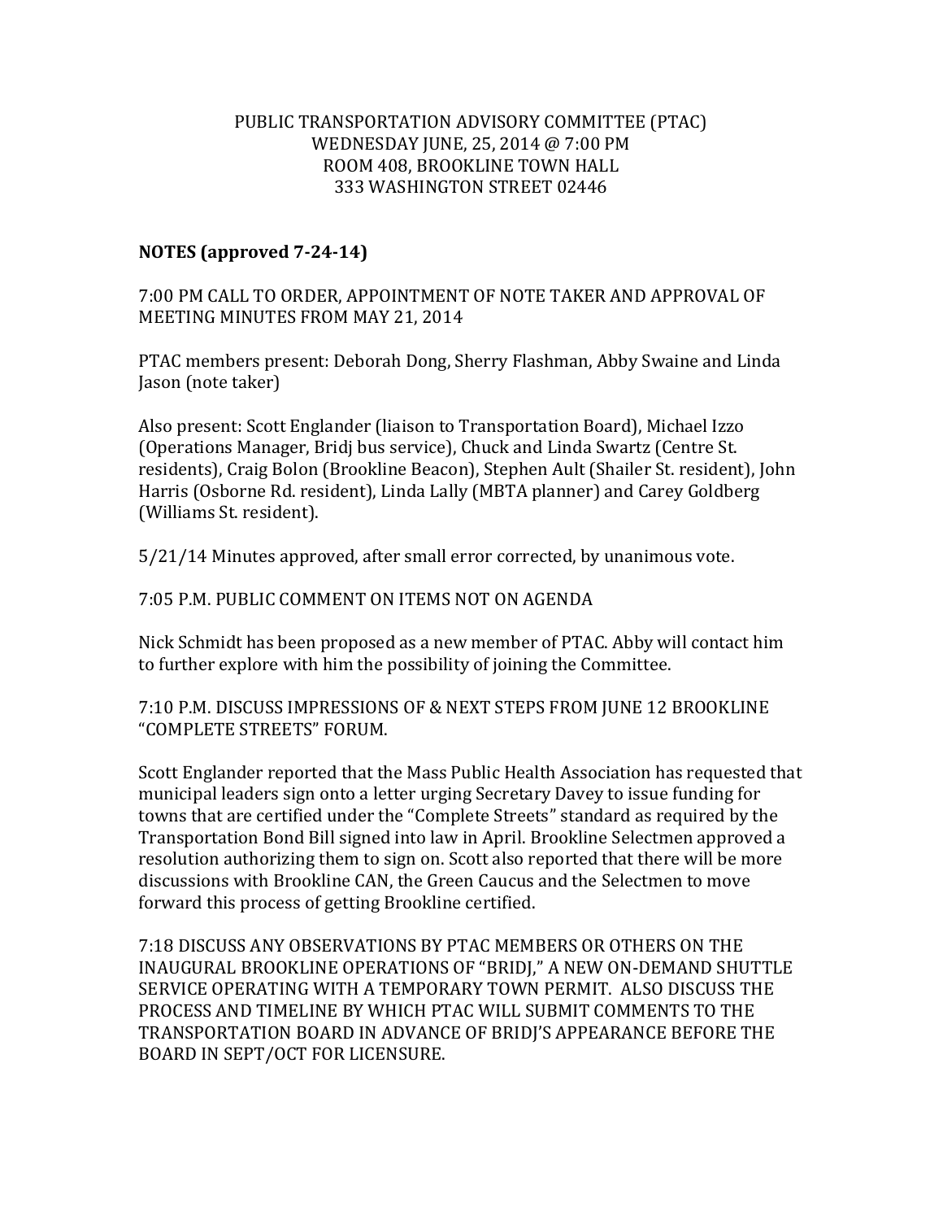PUBLIC TRANSPORTATION ADVISORY COMMITTEE (PTAC)
WEDNESDAY JUNE, 25, 2014 @ 7:00 PM
ROOM 408, BROOKLINE TOWN HALL
333 WASHINGTON STREET 02446

**NOTES (approved 7-24-14)**

7:00 PM CALL TO ORDER, APPOINTMENT OF NOTE TAKER AND APPROVAL OF MEETING MINUTES FROM MAY 21, 2014

PTAC members present: Deborah Dong, Sherry Flashman, Abby Swaine and Linda Jason (note taker)

Also present: Scott Englander (liaison to Transportation Board), Michael Izzo (Operations Manager, Bridj bus service), Chuck and Linda Swartz (Centre St. residents), Craig Bolon (Brookline Beacon), Stephen Ault (Shailer St. resident), John Harris (Osborne Rd. resident), Linda Lally (MBTA planner) and Carey Goldberg (Williams St. resident).

5/21/14 Minutes approved, after small error corrected, by unanimous vote.

7:05 P.M. PUBLIC COMMENT ON ITEMS NOT ON AGENDA

Nick Schmidt has been proposed as a new member of PTAC. Abby will contact him to further explore with him the possibility of joining the Committee.

7:10 P.M. DISCUSS IMPRESSIONS OF & NEXT STEPS FROM JUNE 12 BROOKLINE "COMPLETE STREETS" FORUM.

Scott Englander reported that the Mass Public Health Association has requested that municipal leaders sign onto a letter urging Secretary Davey to issue funding for towns that are certified under the "Complete Streets" standard as required by the Transportation Bond Bill signed into law in April. Brookline Selectmen approved a resolution authorizing them to sign on. Scott also reported that there will be more discussions with Brookline CAN, the Green Caucus and the Selectmen to move forward this process of getting Brookline certified.

7:18 DISCUSS ANY OBSERVATIONS BY PTAC MEMBERS OR OTHERS ON THE INAUGURAL BROOKLINE OPERATIONS OF "BRIDJ," A NEW ON-DEMAND SHUTTLE SERVICE OPERATING WITH A TEMPORARY TOWN PERMIT. ALSO DISCUSS THE PROCESS AND TIMELINE BY WHICH PTAC WILL SUBMIT COMMENTS TO THE TRANSPORTATION BOARD IN ADVANCE OF BRIDJ'S APPEARANCE BEFORE THE BOARD IN SEPT/OCT FOR LICENSURE.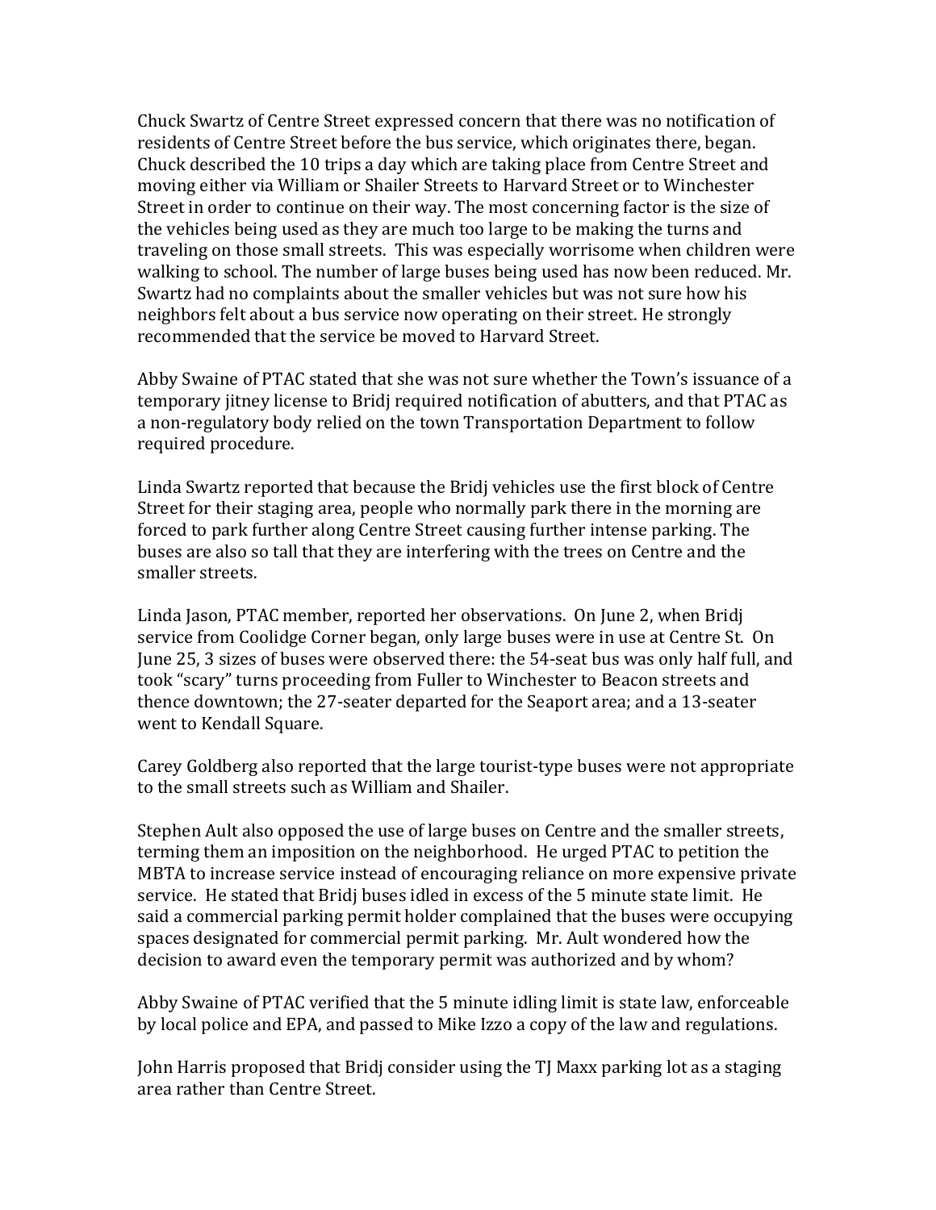Chuck Swartz of Centre Street expressed concern that there was no notification of residents of Centre Street before the bus service, which originates there, began. Chuck described the 10 trips a day which are taking place from Centre Street and moving either via William or Shailer Streets to Harvard Street or to Winchester Street in order to continue on their way. The most concerning factor is the size of the vehicles being used as they are much too large to be making the turns and traveling on those small streets. This was especially worrisome when children were walking to school. The number of large buses being used has now been reduced. Mr. Swartz had no complaints about the smaller vehicles but was not sure how his neighbors felt about a bus service now operating on their street. He strongly recommended that the service be moved to Harvard Street.

Abby Swaine of PTAC stated that she was not sure whether the Town's issuance of a temporary jitney license to Bridj required notification of abutters, and that PTAC as a non-regulatory body relied on the town Transportation Department to follow required procedure.

Linda Swartz reported that because the Bridj vehicles use the first block of Centre Street for their staging area, people who normally park there in the morning are forced to park further along Centre Street causing further intense parking. The buses are also so tall that they are interfering with the trees on Centre and the smaller streets.

Linda Jason, PTAC member, reported her observations. On June 2, when Bridj service from Coolidge Corner began, only large buses were in use at Centre St. On June 25, 3 sizes of buses were observed there: the 54-seat bus was only half full, and took "scary" turns proceeding from Fuller to Winchester to Beacon streets and thence downtown; the 27-seater departed for the Seaport area; and a 13-seater went to Kendall Square.

Carey Goldberg also reported that the large tourist-type buses were not appropriate to the small streets such as William and Shailer.

Stephen Ault also opposed the use of large buses on Centre and the smaller streets, terming them an imposition on the neighborhood. He urged PTAC to petition the MBTA to increase service instead of encouraging reliance on more expensive private service. He stated that Bridj buses idled in excess of the 5 minute state limit. He said a commercial parking permit holder complained that the buses were occupying spaces designated for commercial permit parking. Mr. Ault wondered how the decision to award even the temporary permit was authorized and by whom?

Abby Swaine of PTAC verified that the 5 minute idling limit is state law, enforceable by local police and EPA, and passed to Mike Izzo a copy of the law and regulations.

John Harris proposed that Bridj consider using the TJ Maxx parking lot as a staging area rather than Centre Street.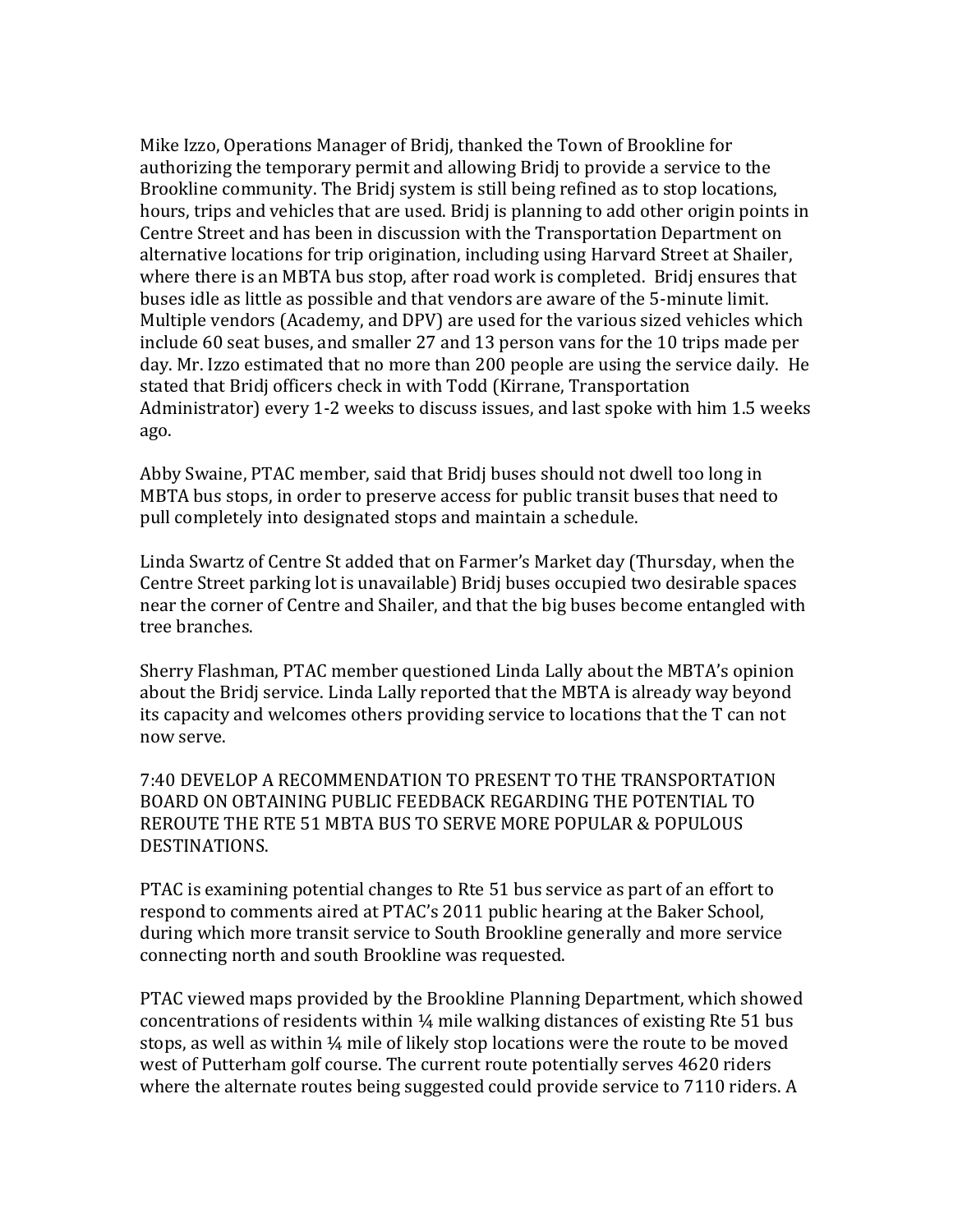Mike Izzo, Operations Manager of Bridj, thanked the Town of Brookline for authorizing the temporary permit and allowing Bridj to provide a service to the Brookline community. The Bridj system is still being refined as to stop locations, hours, trips and vehicles that are used. Bridj is planning to add other origin points in Centre Street and has been in discussion with the Transportation Department on alternative locations for trip origination, including using Harvard Street at Shailer, where there is an MBTA bus stop, after road work is completed. Bridj ensures that buses idle as little as possible and that vendors are aware of the 5-minute limit. Multiple vendors (Academy, and DPV) are used for the various sized vehicles which include 60 seat buses, and smaller 27 and 13 person vans for the 10 trips made per day. Mr. Izzo estimated that no more than 200 people are using the service daily. He stated that Bridj officers check in with Todd (Kirrane, Transportation Administrator) every 1-2 weeks to discuss issues, and last spoke with him 1.5 weeks ago.

Abby Swaine, PTAC member, said that Bridj buses should not dwell too long in MBTA bus stops, in order to preserve access for public transit buses that need to pull completely into designated stops and maintain a schedule.

Linda Swartz of Centre St added that on Farmer's Market day (Thursday, when the Centre Street parking lot is unavailable) Bridj buses occupied two desirable spaces near the corner of Centre and Shailer, and that the big buses become entangled with tree branches.

Sherry Flashman, PTAC member questioned Linda Lally about the MBTA's opinion about the Bridj service. Linda Lally reported that the MBTA is already way beyond its capacity and welcomes others providing service to locations that the T can not now serve.

7:40 DEVELOP A RECOMMENDATION TO PRESENT TO THE TRANSPORTATION BOARD ON OBTAINING PUBLIC FEEDBACK REGARDING THE POTENTIAL TO REROUTE THE RTE 51 MBTA BUS TO SERVE MORE POPULAR & POPULOUS DESTINATIONS.

PTAC is examining potential changes to Rte 51 bus service as part of an effort to respond to comments aired at PTAC's 2011 public hearing at the Baker School, during which more transit service to South Brookline generally and more service connecting north and south Brookline was requested.

PTAC viewed maps provided by the Brookline Planning Department, which showed concentrations of residents within ¼ mile walking distances of existing Rte 51 bus stops, as well as within ¼ mile of likely stop locations were the route to be moved west of Putterham golf course. The current route potentially serves 4620 riders where the alternate routes being suggested could provide service to 7110 riders. A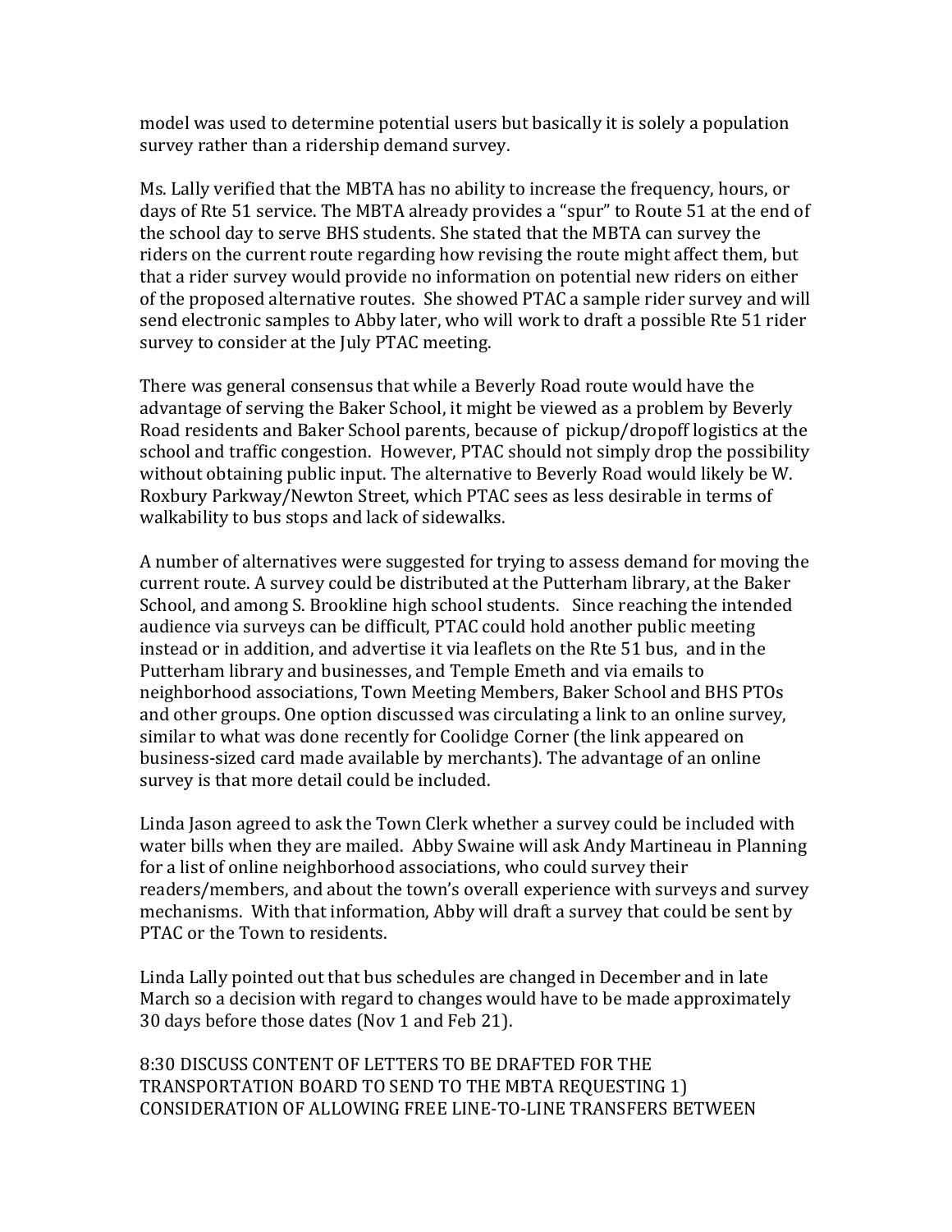model was used to determine potential users but basically it is solely a population survey rather than a ridership demand survey.

Ms. Lally verified that the MBTA has no ability to increase the frequency, hours, or days of Rte 51 service. The MBTA already provides a "spur" to Route 51 at the end of the school day to serve BHS students. She stated that the MBTA can survey the riders on the current route regarding how revising the route might affect them, but that a rider survey would provide no information on potential new riders on either of the proposed alternative routes. She showed PTAC a sample rider survey and will send electronic samples to Abby later, who will work to draft a possible Rte 51 rider survey to consider at the July PTAC meeting.

There was general consensus that while a Beverly Road route would have the advantage of serving the Baker School, it might be viewed as a problem by Beverly Road residents and Baker School parents, because of pickup/dropoff logistics at the school and traffic congestion. However, PTAC should not simply drop the possibility without obtaining public input. The alternative to Beverly Road would likely be W. Roxbury Parkway/Newton Street, which PTAC sees as less desirable in terms of walkability to bus stops and lack of sidewalks.

A number of alternatives were suggested for trying to assess demand for moving the current route. A survey could be distributed at the Putterham library, at the Baker School, and among S. Brookline high school students. Since reaching the intended audience via surveys can be difficult, PTAC could hold another public meeting instead or in addition, and advertise it via leaflets on the Rte 51 bus, and in the Putterham library and businesses, and Temple Emeth and via emails to neighborhood associations, Town Meeting Members, Baker School and BHS PTOs and other groups. One option discussed was circulating a link to an online survey, similar to what was done recently for Coolidge Corner (the link appeared on business-sized card made available by merchants). The advantage of an online survey is that more detail could be included.

Linda Jason agreed to ask the Town Clerk whether a survey could be included with water bills when they are mailed. Abby Swaine will ask Andy Martineau in Planning for a list of online neighborhood associations, who could survey their readers/members, and about the town's overall experience with surveys and survey mechanisms. With that information, Abby will draft a survey that could be sent by PTAC or the Town to residents.

Linda Lally pointed out that bus schedules are changed in December and in late March so a decision with regard to changes would have to be made approximately 30 days before those dates (Nov 1 and Feb 21).

8:30 DISCUSS CONTENT OF LETTERS TO BE DRAFTED FOR THE TRANSPORTATION BOARD TO SEND TO THE MBTA REQUESTING 1) CONSIDERATION OF ALLOWING FREE LINE-TO-LINE TRANSFERS BETWEEN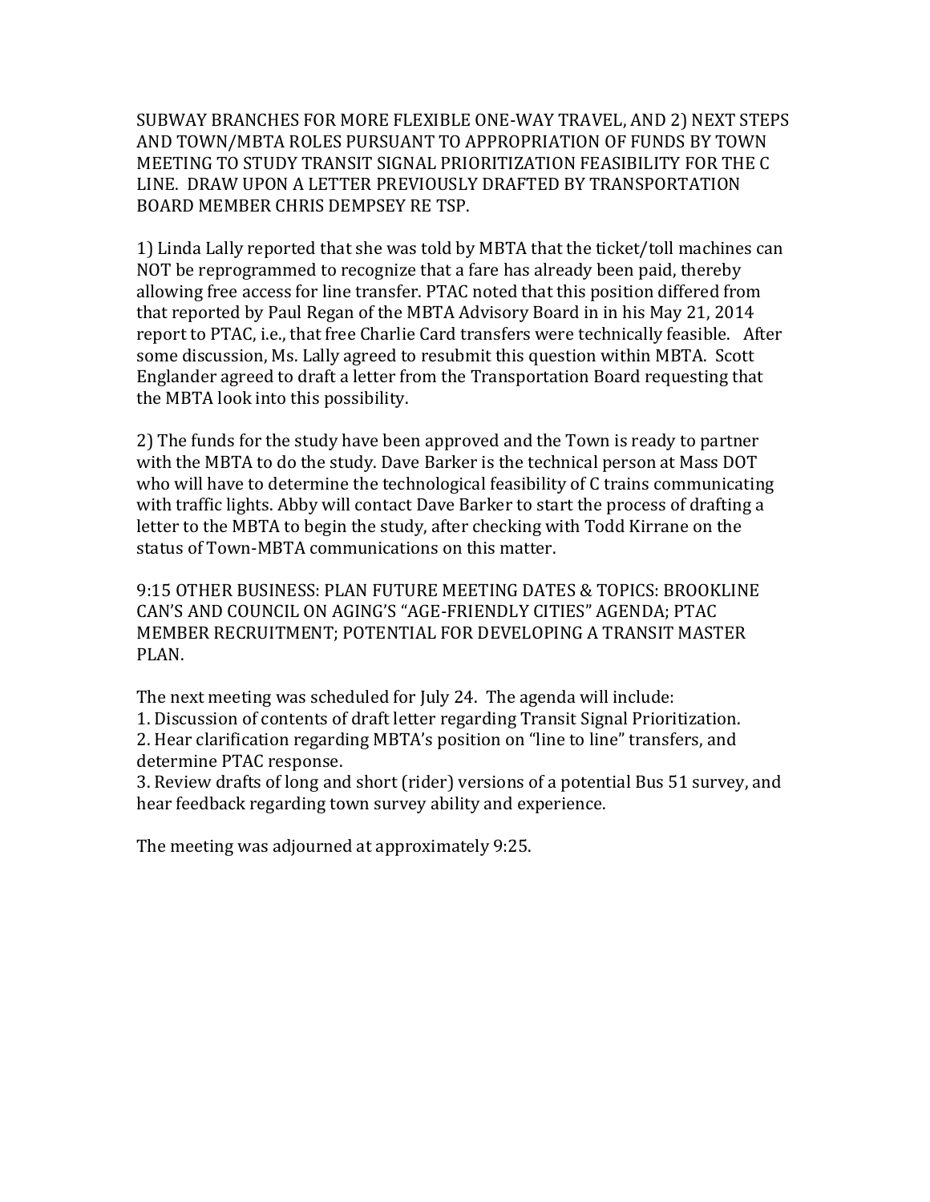SUBWAY BRANCHES FOR MORE FLEXIBLE ONE-WAY TRAVEL, AND 2) NEXT STEPS AND TOWN/MBTA ROLES PURSUANT TO APPROPRIATION OF FUNDS BY TOWN MEETING TO STUDY TRANSIT SIGNAL PRIORITIZATION FEASIBILITY FOR THE C LINE. DRAW UPON A LETTER PREVIOUSLY DRAFTED BY TRANSPORTATION BOARD MEMBER CHRIS DEMPSEY RE TSP.

1) Linda Lally reported that she was told by MBTA that the ticket/toll machines can NOT be reprogrammed to recognize that a fare has already been paid, thereby allowing free access for line transfer. PTAC noted that this position differed from that reported by Paul Regan of the MBTA Advisory Board in in his May 21, 2014 report to PTAC, i.e., that free Charlie Card transfers were technically feasible. After some discussion, Ms. Lally agreed to resubmit this question within MBTA. Scott Englander agreed to draft a letter from the Transportation Board requesting that the MBTA look into this possibility.

2) The funds for the study have been approved and the Town is ready to partner with the MBTA to do the study. Dave Barker is the technical person at Mass DOT who will have to determine the technological feasibility of C trains communicating with traffic lights. Abby will contact Dave Barker to start the process of drafting a letter to the MBTA to begin the study, after checking with Todd Kirrane on the status of Town-MBTA communications on this matter.

9:15 OTHER BUSINESS: PLAN FUTURE MEETING DATES & TOPICS: BROOKLINE CAN'S AND COUNCIL ON AGING'S "AGE-FRIENDLY CITIES" AGENDA; PTAC MEMBER RECRUITMENT; POTENTIAL FOR DEVELOPING A TRANSIT MASTER PLAN.

The next meeting was scheduled for July 24. The agenda will include:

1. Discussion of contents of draft letter regarding Transit Signal Prioritization.
2. Hear clarification regarding MBTA's position on "line to line" transfers, and determine PTAC response.
3. Review drafts of long and short (rider) versions of a potential Bus 51 survey, and hear feedback regarding town survey ability and experience.

The meeting was adjourned at approximately 9:25.